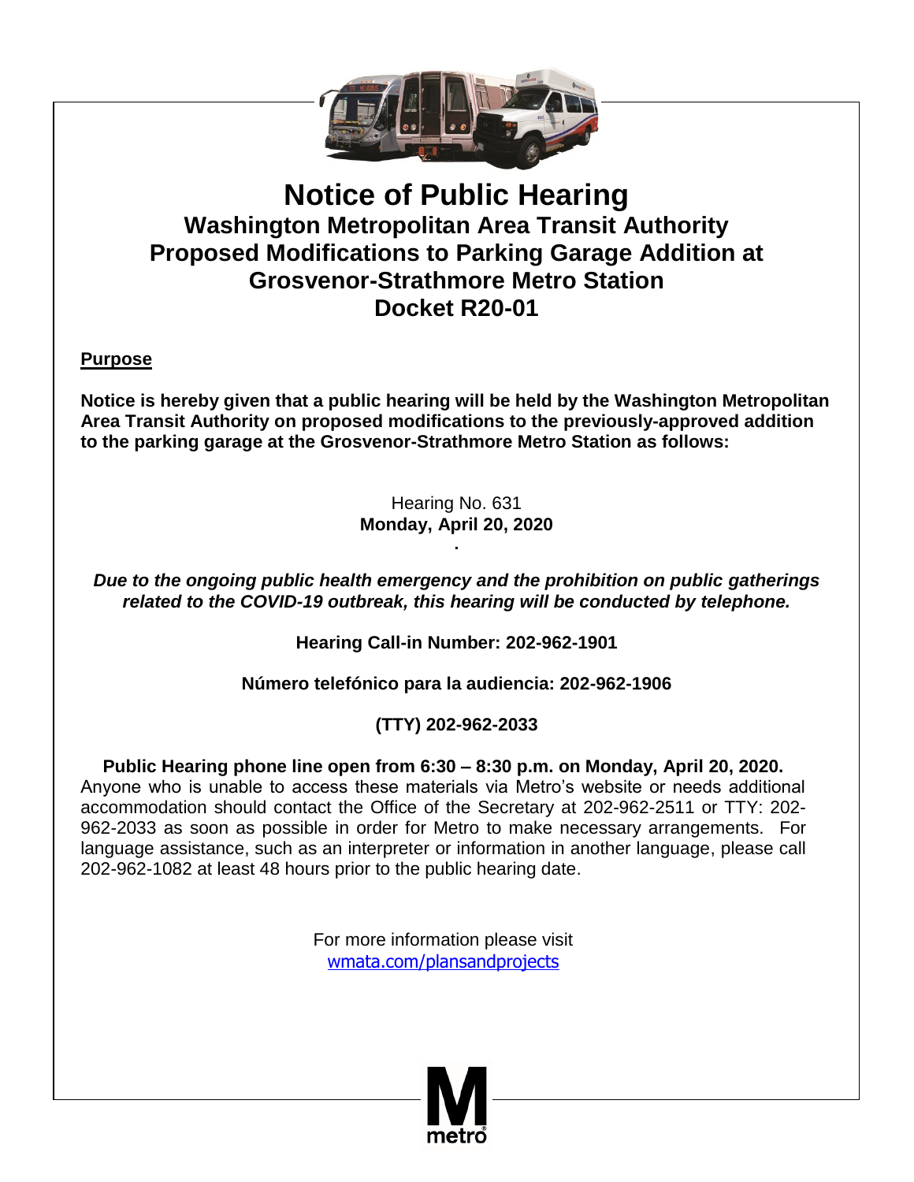# Notice of Public Hearing

## Washington Metropolitan Area Transit Authority
## Proposed Modifications to Parking Garage Addition at Grosvenor-Strathmore Metro Station
## Docket R20-01

**Purpose**

**Notice is hereby given that a public hearing will be held by the Washington Metropolitan Area Transit Authority on proposed modifications to the previously-approved addition to the parking garage at the Grosvenor-Strathmore Metro Station as follows:**

Hearing No. 631
**Monday, April 20, 2020**

***Due to the ongoing public health emergency and the prohibition on public gatherings related to the COVID-19 outbreak, this hearing will be conducted by telephone.***

**Hearing Call-in Number: 202-962-1901**

**Número telefónico para la audiencia: 202-962-1906**

**(TTY) 202-962-2033**

**Public Hearing phone line open from 6:30 – 8:30 p.m. on Monday, April 20, 2020.** Anyone who is unable to access these materials via Metro's website or needs additional accommodation should contact the Office of the Secretary at 202-962-2511 or TTY: 202-962-2033 as soon as possible in order for Metro to make necessary arrangements. For language assistance, such as an interpreter or information in another language, please call 202-962-1082 at least 48 hours prior to the public hearing date.

For more information please visit
wmata.com/plansandprojects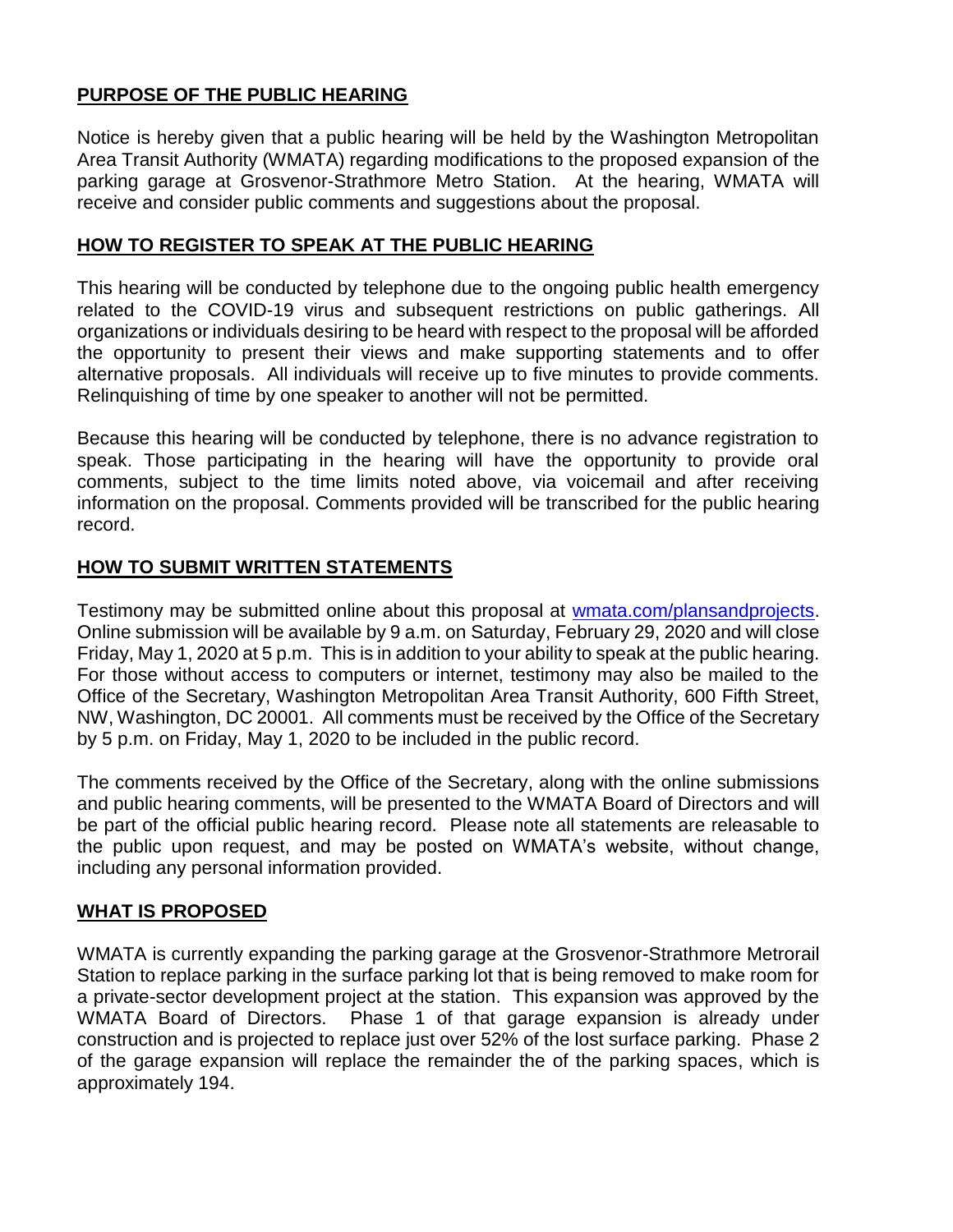## PURPOSE OF THE PUBLIC HEARING

Notice is hereby given that a public hearing will be held by the Washington Metropolitan Area Transit Authority (WMATA) regarding modifications to the proposed expansion of the parking garage at Grosvenor-Strathmore Metro Station. At the hearing, WMATA will receive and consider public comments and suggestions about the proposal.

## HOW TO REGISTER TO SPEAK AT THE PUBLIC HEARING

This hearing will be conducted by telephone due to the ongoing public health emergency related to the COVID-19 virus and subsequent restrictions on public gatherings. All organizations or individuals desiring to be heard with respect to the proposal will be afforded the opportunity to present their views and make supporting statements and to offer alternative proposals. All individuals will receive up to five minutes to provide comments. Relinquishing of time by one speaker to another will not be permitted.

Because this hearing will be conducted by telephone, there is no advance registration to speak. Those participating in the hearing will have the opportunity to provide oral comments, subject to the time limits noted above, via voicemail and after receiving information on the proposal. Comments provided will be transcribed for the public hearing record.

## HOW TO SUBMIT WRITTEN STATEMENTS

Testimony may be submitted online about this proposal at [wmata.com/plansandprojects](wmata.com/plansandprojects). Online submission will be available by 9 a.m. on Saturday, February 29, 2020 and will close Friday, May 1, 2020 at 5 p.m. This is in addition to your ability to speak at the public hearing. For those without access to computers or internet, testimony may also be mailed to the Office of the Secretary, Washington Metropolitan Area Transit Authority, 600 Fifth Street, NW, Washington, DC 20001. All comments must be received by the Office of the Secretary by 5 p.m. on Friday, May 1, 2020 to be included in the public record.

The comments received by the Office of the Secretary, along with the online submissions and public hearing comments, will be presented to the WMATA Board of Directors and will be part of the official public hearing record. Please note all statements are releasable to the public upon request, and may be posted on WMATA's website, without change, including any personal information provided.

## WHAT IS PROPOSED

WMATA is currently expanding the parking garage at the Grosvenor-Strathmore Metrorail Station to replace parking in the surface parking lot that is being removed to make room for a private-sector development project at the station. This expansion was approved by the WMATA Board of Directors. Phase 1 of that garage expansion is already under construction and is projected to replace just over 52% of the lost surface parking. Phase 2 of the garage expansion will replace the remainder the of the parking spaces, which is approximately 194.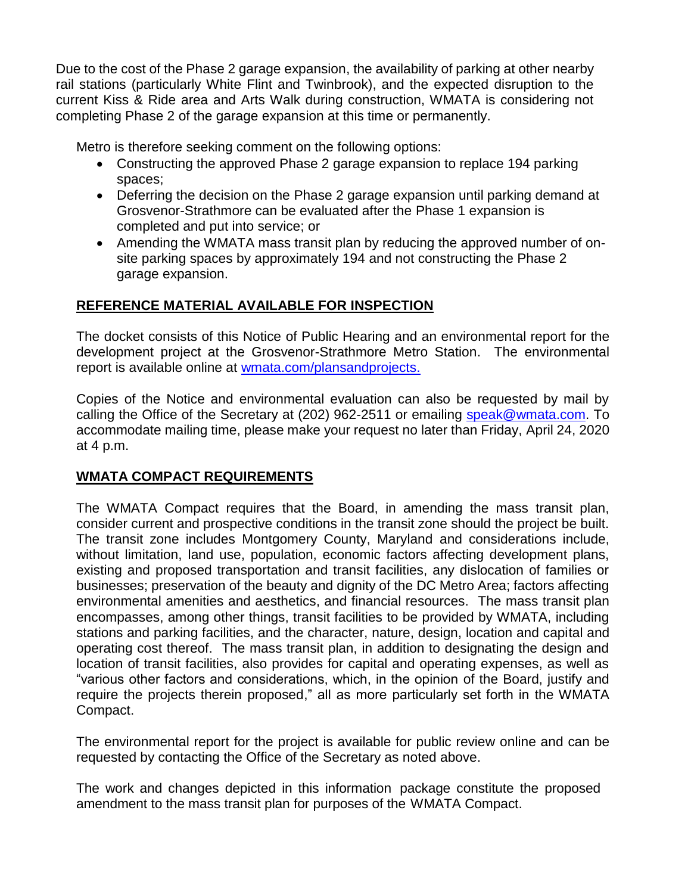Due to the cost of the Phase 2 garage expansion, the availability of parking at other nearby rail stations (particularly White Flint and Twinbrook), and the expected disruption to the current Kiss & Ride area and Arts Walk during construction, WMATA is considering not completing Phase 2 of the garage expansion at this time or permanently.

Metro is therefore seeking comment on the following options:

- Constructing the approved Phase 2 garage expansion to replace 194 parking spaces;
- Deferring the decision on the Phase 2 garage expansion until parking demand at Grosvenor-Strathmore can be evaluated after the Phase 1 expansion is completed and put into service; or
- Amending the WMATA mass transit plan by reducing the approved number of on-site parking spaces by approximately 194 and not constructing the Phase 2 garage expansion.

## REFERENCE MATERIAL AVAILABLE FOR INSPECTION

The docket consists of this Notice of Public Hearing and an environmental report for the development project at the Grosvenor-Strathmore Metro Station. The environmental report is available online at wmata.com/plansandprojects.

Copies of the Notice and environmental evaluation can also be requested by mail by calling the Office of the Secretary at (202) 962-2511 or emailing speak@wmata.com. To accommodate mailing time, please make your request no later than Friday, April 24, 2020 at 4 p.m.

## WMATA COMPACT REQUIREMENTS

The WMATA Compact requires that the Board, in amending the mass transit plan, consider current and prospective conditions in the transit zone should the project be built. The transit zone includes Montgomery County, Maryland and considerations include, without limitation, land use, population, economic factors affecting development plans, existing and proposed transportation and transit facilities, any dislocation of families or businesses; preservation of the beauty and dignity of the DC Metro Area; factors affecting environmental amenities and aesthetics, and financial resources. The mass transit plan encompasses, among other things, transit facilities to be provided by WMATA, including stations and parking facilities, and the character, nature, design, location and capital and operating cost thereof. The mass transit plan, in addition to designating the design and location of transit facilities, also provides for capital and operating expenses, as well as "various other factors and considerations, which, in the opinion of the Board, justify and require the projects therein proposed," all as more particularly set forth in the WMATA Compact.

The environmental report for the project is available for public review online and can be requested by contacting the Office of the Secretary as noted above.

The work and changes depicted in this information package constitute the proposed amendment to the mass transit plan for purposes of the WMATA Compact.